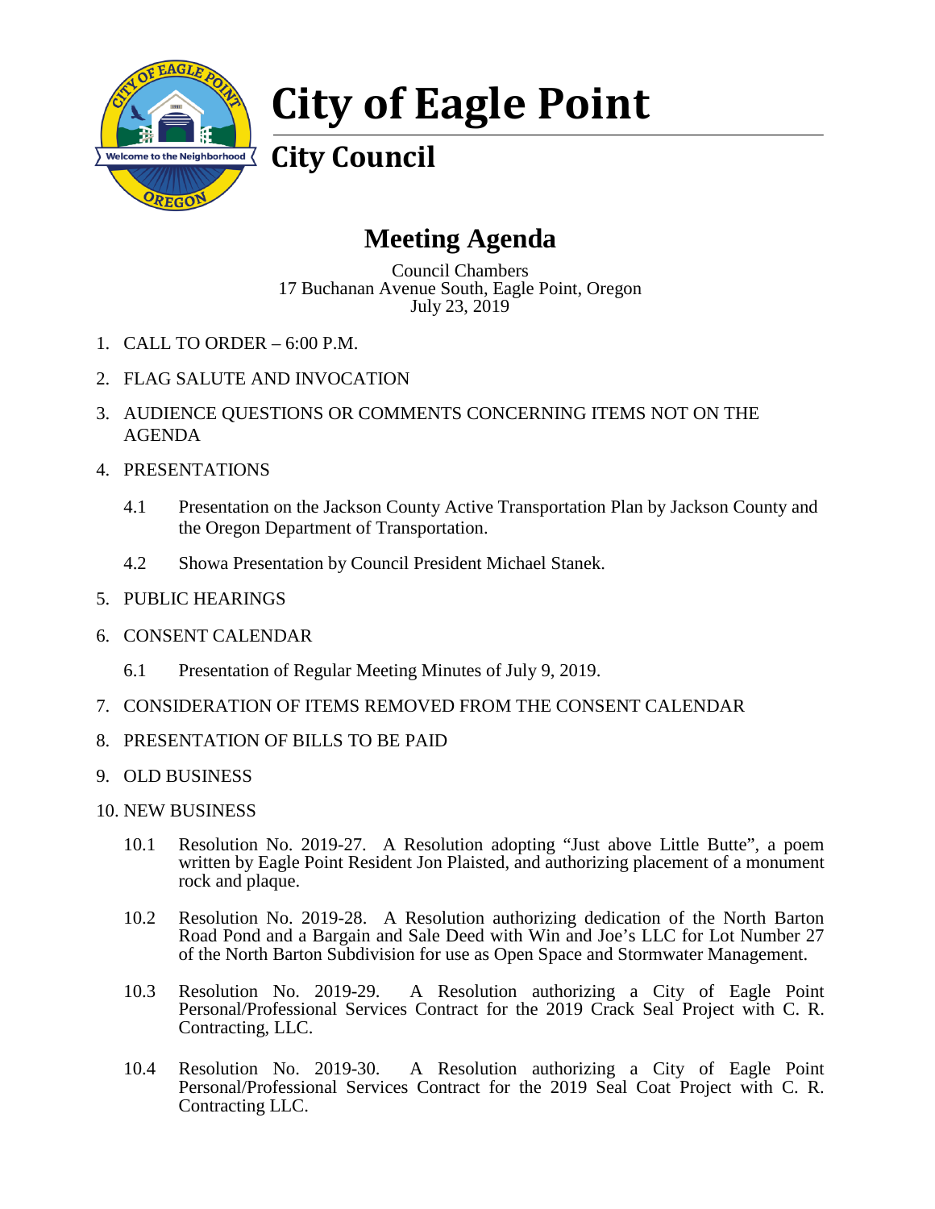# City of Eagle Point

## City Council

## Meeting Agenda

Council Chambers
17 Buchanan Avenue South, Eagle Point, Oregon
July 23, 2019

1. CALL TO ORDER – 6:00 P.M.

2. FLAG SALUTE AND INVOCATION

3. AUDIENCE QUESTIONS OR COMMENTS CONCERNING ITEMS NOT ON THE AGENDA

4. PRESENTATIONS

   4.1 Presentation on the Jackson County Active Transportation Plan by Jackson County and the Oregon Department of Transportation.

   4.2 Showa Presentation by Council President Michael Stanek.

5. PUBLIC HEARINGS

6. CONSENT CALENDAR

   6.1 Presentation of Regular Meeting Minutes of July 9, 2019.

7. CONSIDERATION OF ITEMS REMOVED FROM THE CONSENT CALENDAR

8. PRESENTATION OF BILLS TO BE PAID

9. OLD BUSINESS

10. NEW BUSINESS

    10.1 Resolution No. 2019-27. A Resolution adopting "Just above Little Butte", a poem written by Eagle Point Resident Jon Plaisted, and authorizing placement of a monument rock and plaque.

    10.2 Resolution No. 2019-28. A Resolution authorizing dedication of the North Barton Road Pond and a Bargain and Sale Deed with Win and Joe's LLC for Lot Number 27 of the North Barton Subdivision for use as Open Space and Stormwater Management.

    10.3 Resolution No. 2019-29. A Resolution authorizing a City of Eagle Point Personal/Professional Services Contract for the 2019 Crack Seal Project with C. R. Contracting, LLC.

    10.4 Resolution No. 2019-30. A Resolution authorizing a City of Eagle Point Personal/Professional Services Contract for the 2019 Seal Coat Project with C. R. Contracting LLC.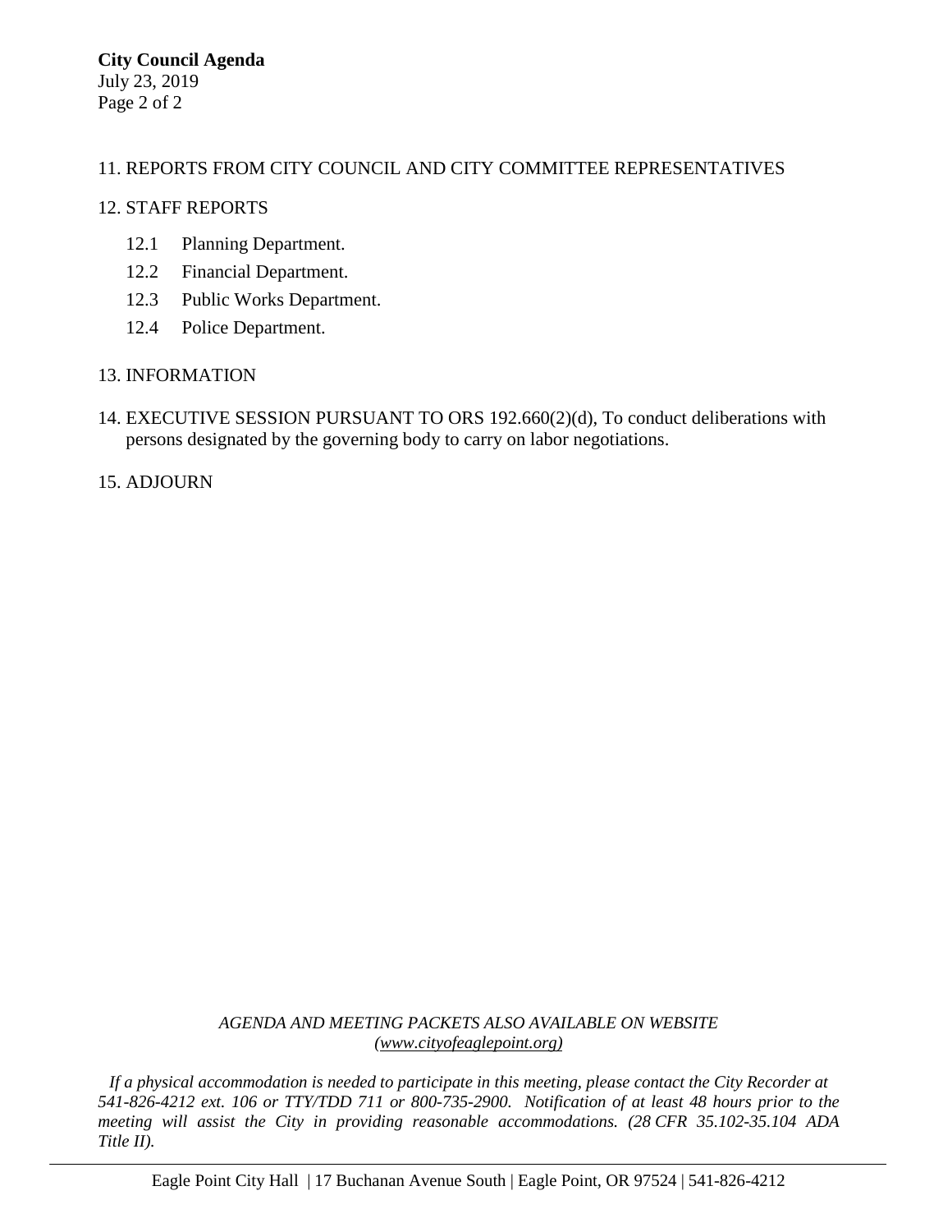11. REPORTS FROM CITY COUNCIL AND CITY COMMITTEE REPRESENTATIVES

12. STAFF REPORTS

    12.1 Planning Department.

    12.2 Financial Department.

    12.3 Public Works Department.

    12.4 Police Department.

13. INFORMATION

14. EXECUTIVE SESSION PURSUANT TO ORS 192.660(2)(d), To conduct deliberations with persons designated by the governing body to carry on labor negotiations.

15. ADJOURN

*AGENDA AND MEETING PACKETS ALSO AVAILABLE ON WEBSITE*
*(www.cityofeaglepoint.org)*

*If a physical accommodation is needed to participate in this meeting, please contact the City Recorder at 541-826-4212 ext. 106 or TTY/TDD 711 or 800-735-2900. Notification of at least 48 hours prior to the meeting will assist the City in providing reasonable accommodations. (28 CFR 35.102-35.104 ADA Title II).*

Eagle Point City Hall | 17 Buchanan Avenue South | Eagle Point, OR 97524 | 541-826-4212